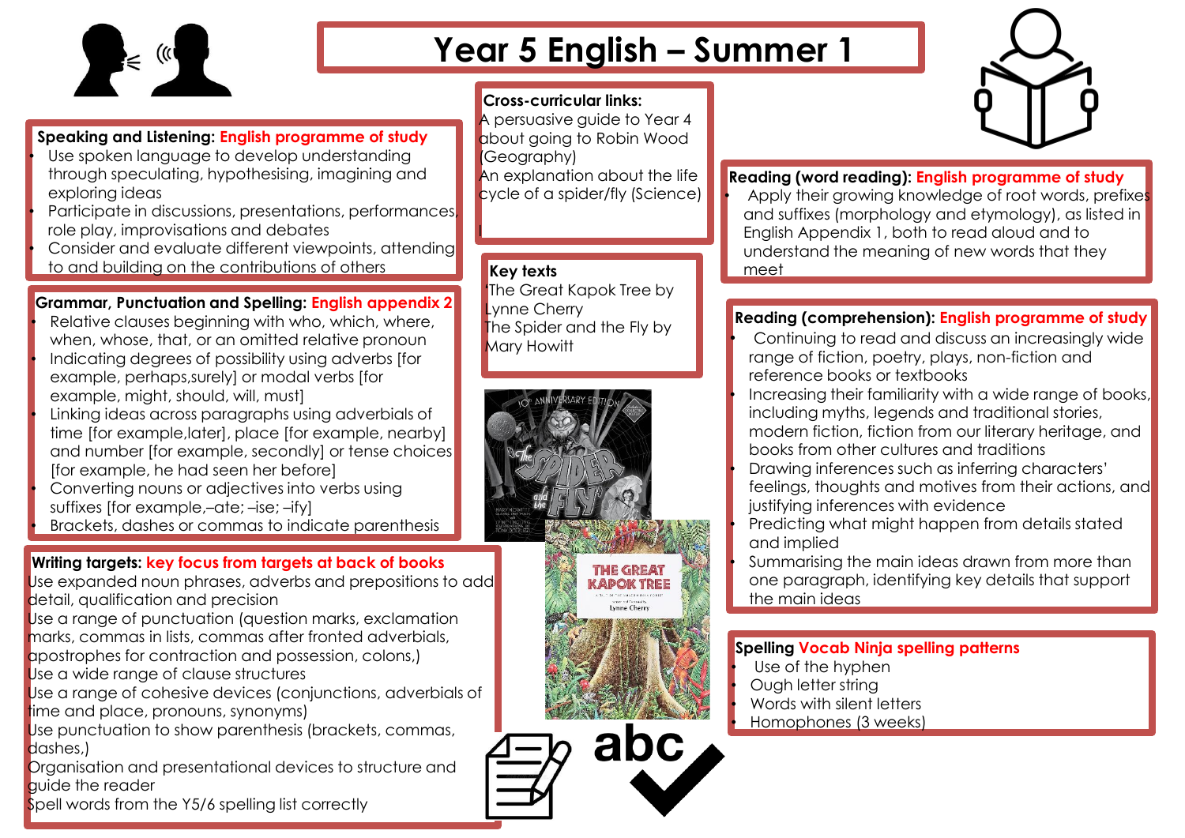# Year 5 English – Summer 1

## Speaking and Listening: English programme of study

- Use spoken language to develop understanding through speculating, hypothesising, imagining and exploring ideas
- Participate in discussions, presentations, performances, role play, improvisations and debates
- Consider and evaluate different viewpoints, attending to and building on the contributions of others

## Grammar, Punctuation and Spelling: English appendix 2

- Relative clauses beginning with who, which, where, when, whose, that, or an omitted relative pronoun
- Indicating degrees of possibility using adverbs [for example, perhaps,surely] or modal verbs [for example, might, should, will, must]
- Linking ideas across paragraphs using adverbials of time [for example,later], place [for example, nearby] and number [for example, secondly] or tense choices [for example, he had seen her before]
- Converting nouns or adjectives into verbs using suffixes [for example,–ate; –ise; –ify]
- Brackets, dashes or commas to indicate parenthesis

## Writing targets: key focus from targets at back of books

Use expanded noun phrases, adverbs and prepositions to add detail, qualification and precision

Use a range of punctuation (question marks, exclamation marks, commas in lists, commas after fronted adverbials, apostrophes for contraction and possession, colons,)

Use a wide range of clause structures

Use a range of cohesive devices (conjunctions, adverbials of time and place, pronouns, synonyms)

Use punctuation to show parenthesis (brackets, commas, dashes,)

Organisation and presentational devices to structure and guide the reader

Spell words from the Y5/6 spelling list correctly

## Cross-curricular links:

A persuasive guide to Year 4 about going to Robin Wood (Geography)

An explanation about the life cycle of a spider/fly (Science)

## Key texts

'The Great Kapok Tree by Lynne Cherry

The Spider and the Fly by Mary Howitt

## Reading (word reading): English programme of study

- Apply their growing knowledge of root words, prefixes and suffixes (morphology and etymology), as listed in English Appendix 1, both to read aloud and to understand the meaning of new words that they meet

## Reading (comprehension): English programme of study

- Continuing to read and discuss an increasingly wide range of fiction, poetry, plays, non-fiction and reference books or textbooks
- Increasing their familiarity with a wide range of books, including myths, legends and traditional stories, modern fiction, fiction from our literary heritage, and books from other cultures and traditions
- Drawing inferences such as inferring characters' feelings, thoughts and motives from their actions, and justifying inferences with evidence
- Predicting what might happen from details stated and implied
- Summarising the main ideas drawn from more than one paragraph, identifying key details that support the main ideas

## Spelling Vocab Ninja spelling patterns

- Use of the hyphen
- Ough letter string
- Words with silent letters
- Homophones (3 weeks)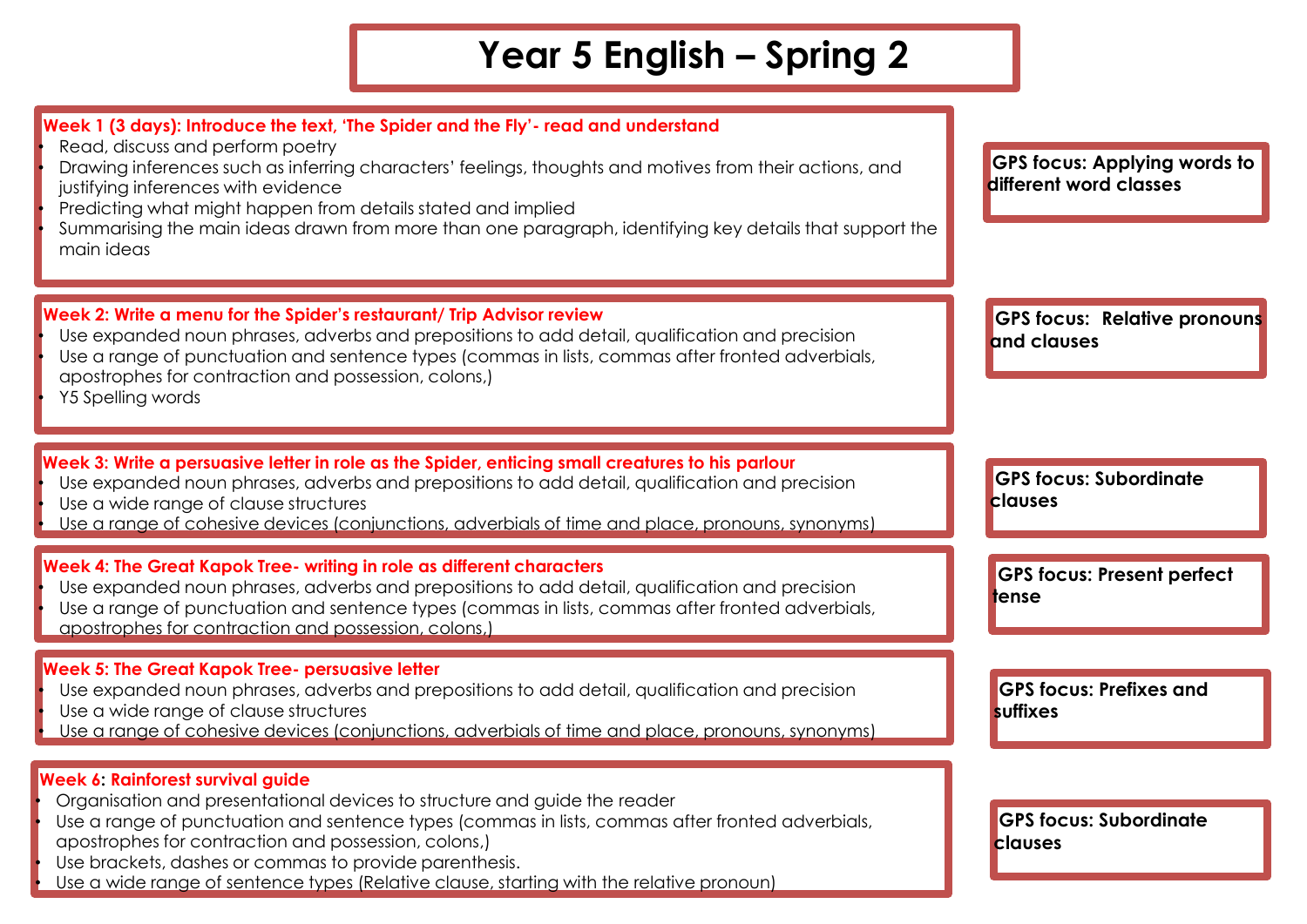# Year 5 English – Spring 2

**Week 1 (3 days): Introduce the text, 'The Spider and the Fly'- read and understand**

- Read, discuss and perform poetry
- Drawing inferences such as inferring characters' feelings, thoughts and motives from their actions, and justifying inferences with evidence
- Predicting what might happen from details stated and implied
- Summarising the main ideas drawn from more than one paragraph, identifying key details that support the main ideas

**GPS focus: Applying words to different word classes**

**Week 2: Write a menu for the Spider's restaurant/ Trip Advisor review**

- Use expanded noun phrases, adverbs and prepositions to add detail, qualification and precision
- Use a range of punctuation and sentence types (commas in lists, commas after fronted adverbials, apostrophes for contraction and possession, colons,)
- Y5 Spelling words

**GPS focus: Relative pronouns and clauses**

**Week 3: Write a persuasive letter in role as the Spider, enticing small creatures to his parlour**

- Use expanded noun phrases, adverbs and prepositions to add detail, qualification and precision
- Use a wide range of clause structures
- Use a range of cohesive devices (conjunctions, adverbials of time and place, pronouns, synonyms)

**GPS focus: Subordinate clauses**

**Week 4: The Great Kapok Tree- writing in role as different characters**

- Use expanded noun phrases, adverbs and prepositions to add detail, qualification and precision
- Use a range of punctuation and sentence types (commas in lists, commas after fronted adverbials, apostrophes for contraction and possession, colons,)

**GPS focus: Present perfect tense**

**Week 5: The Great Kapok Tree- persuasive letter**

- Use expanded noun phrases, adverbs and prepositions to add detail, qualification and precision
- Use a wide range of clause structures
- Use a range of cohesive devices (conjunctions, adverbials of time and place, pronouns, synonyms)

**GPS focus: Prefixes and suffixes**

**Week 6: Rainforest survival guide**

- Organisation and presentational devices to structure and guide the reader
- Use a range of punctuation and sentence types (commas in lists, commas after fronted adverbials, apostrophes for contraction and possession, colons,)
- Use brackets, dashes or commas to provide parenthesis.
- Use a wide range of sentence types (Relative clause, starting with the relative pronoun)

**GPS focus: Subordinate clauses**